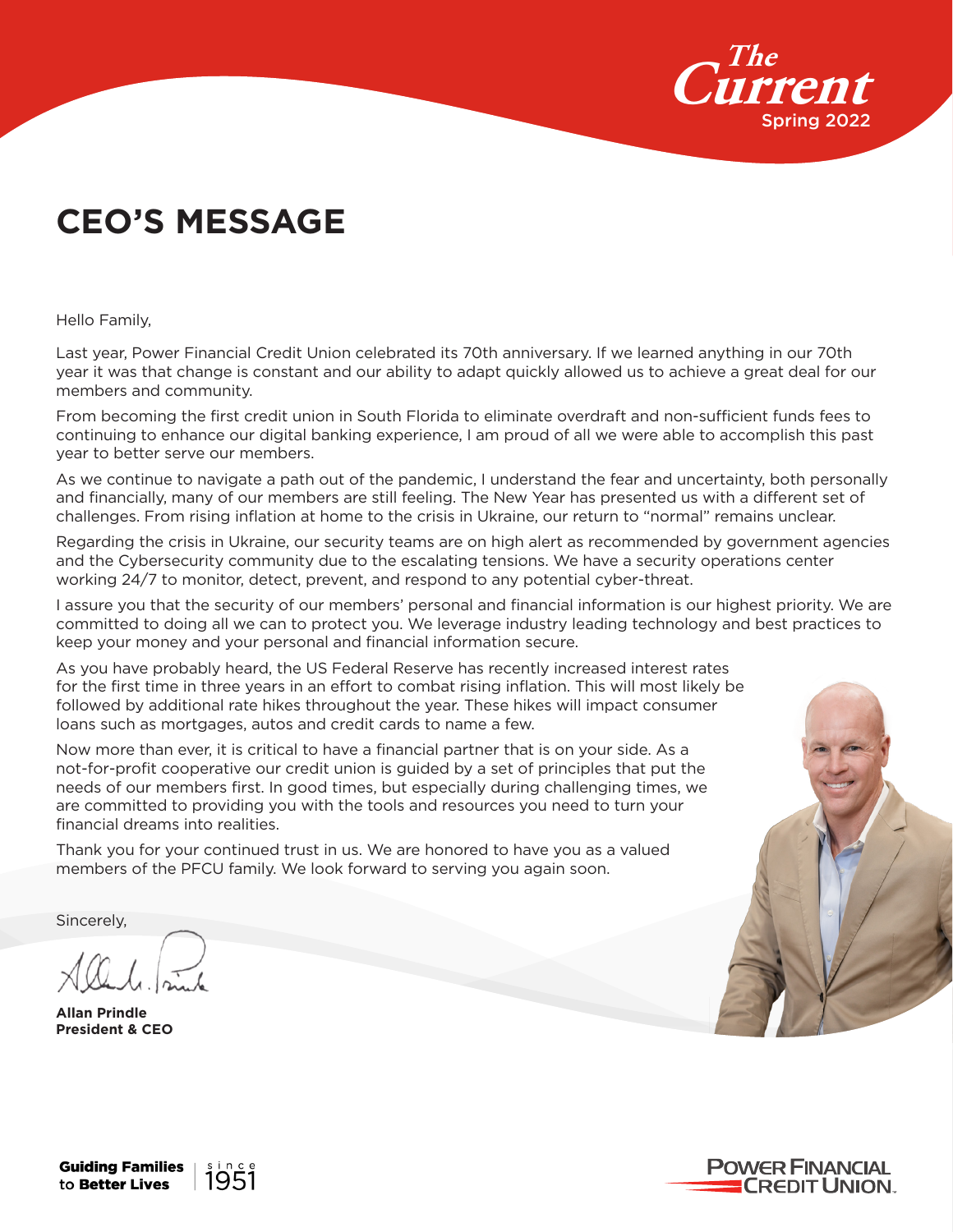# CEO'S MESSAGE

Hello Family,

Last year, Power Financial Credit Union celebrated its 70th anniversary. If we learned anything in our 70th year it was that change is constant and our ability to adapt quickly allowed us to achieve a great deal for our members and community.

From becoming the first credit union in South Florida to eliminate overdraft and non-sufficient funds fees to continuing to enhance our digital banking experience, I am proud of all we were able to accomplish this past year to better serve our members.

As we continue to navigate a path out of the pandemic, I understand the fear and uncertainty, both personally and financially, many of our members are still feeling. The New Year has presented us with a different set of challenges. From rising inflation at home to the crisis in Ukraine, our return to "normal" remains unclear.

Regarding the crisis in Ukraine, our security teams are on high alert as recommended by government agencies and the Cybersecurity community due to the escalating tensions. We have a security operations center working 24/7 to monitor, detect, prevent, and respond to any potential cyber-threat.

I assure you that the security of our members' personal and financial information is our highest priority. We are committed to doing all we can to protect you. We leverage industry leading technology and best practices to keep your money and your personal and financial information secure.

As you have probably heard, the US Federal Reserve has recently increased interest rates for the first time in three years in an effort to combat rising inflation. This will most likely be followed by additional rate hikes throughout the year. These hikes will impact consumer loans such as mortgages, autos and credit cards to name a few.

Now more than ever, it is critical to have a financial partner that is on your side. As a not-for-profit cooperative our credit union is guided by a set of principles that put the needs of our members first. In good times, but especially during challenging times, we are committed to providing you with the tools and resources you need to turn your financial dreams into realities.

Thank you for your continued trust in us. We are honored to have you as a valued members of the PFCU family. We look forward to serving you again soon.

Sincerely,

**Allan Prindle**
**President & CEO**

**Guiding Families to Better Lives** since 1951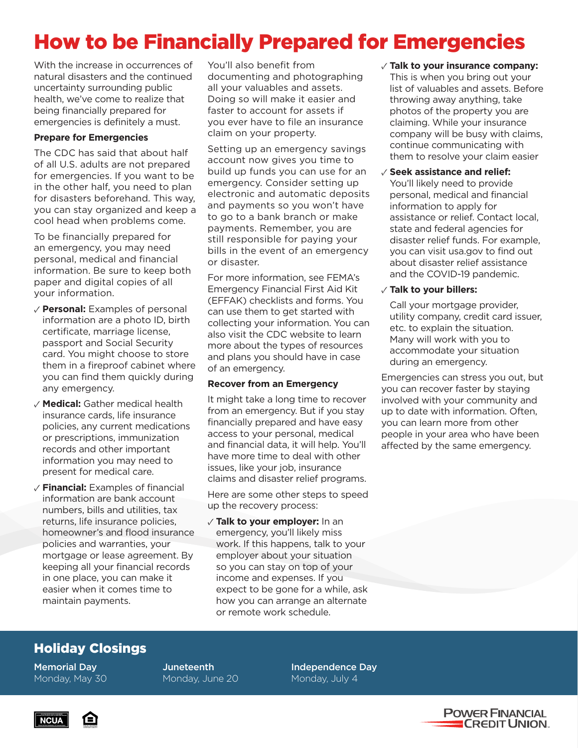# How to be Financially Prepared for Emergencies

With the increase in occurrences of natural disasters and the continued uncertainty surrounding public health, we've come to realize that being financially prepared for emergencies is definitely a must.

### Prepare for Emergencies

The CDC has said that about half of all U.S. adults are not prepared for emergencies. If you want to be in the other half, you need to plan for disasters beforehand. This way, you can stay organized and keep a cool head when problems come.

To be financially prepared for an emergency, you may need personal, medical and financial information. Be sure to keep both paper and digital copies of all your information.

- ✓ **Personal:** Examples of personal information are a photo ID, birth certificate, marriage license, passport and Social Security card. You might choose to store them in a fireproof cabinet where you can find them quickly during any emergency.
- ✓ **Medical:** Gather medical health insurance cards, life insurance policies, any current medications or prescriptions, immunization records and other important information you may need to present for medical care.
- ✓ **Financial:** Examples of financial information are bank account numbers, bills and utilities, tax returns, life insurance policies, homeowner's and flood insurance policies and warranties, your mortgage or lease agreement. By keeping all your financial records in one place, you can make it easier when it comes time to maintain payments.

You'll also benefit from documenting and photographing all your valuables and assets. Doing so will make it easier and faster to account for assets if you ever have to file an insurance claim on your property.

Setting up an emergency savings account now gives you time to build up funds you can use for an emergency. Consider setting up electronic and automatic deposits and payments so you won't have to go to a bank branch or make payments. Remember, you are still responsible for paying your bills in the event of an emergency or disaster.

For more information, see FEMA's Emergency Financial First Aid Kit (EFFAK) checklists and forms. You can use them to get started with collecting your information. You can also visit the CDC website to learn more about the types of resources and plans you should have in case of an emergency.

### Recover from an Emergency

It might take a long time to recover from an emergency. But if you stay financially prepared and have easy access to your personal, medical and financial data, it will help. You'll have more time to deal with other issues, like your job, insurance claims and disaster relief programs.

Here are some other steps to speed up the recovery process:

- ✓ **Talk to your employer:** In an emergency, you'll likely miss work. If this happens, talk to your employer about your situation so you can stay on top of your income and expenses. If you expect to be gone for a while, ask how you can arrange an alternate or remote work schedule.
- ✓ **Talk to your insurance company:** This is when you bring out your list of valuables and assets. Before throwing away anything, take photos of the property you are claiming. While your insurance company will be busy with claims, continue communicating with them to resolve your claim easier
- ✓ **Seek assistance and relief:** You'll likely need to provide personal, medical and financial information to apply for assistance or relief. Contact local, state and federal agencies for disaster relief funds. For example, you can visit usa.gov to find out about disaster relief assistance and the COVID-19 pandemic.
- ✓ **Talk to your billers:** Call your mortgage provider, utility company, credit card issuer, etc. to explain the situation. Many will work with you to accommodate your situation during an emergency.

Emergencies can stress you out, but you can recover faster by staying involved with your community and up to date with information. Often, you can learn more from other people in your area who have been affected by the same emergency.

## Holiday Closings

**Memorial Day**
Monday, May 30

**Juneteenth**
Monday, June 20

**Independence Day**
Monday, July 4

NCUA

Power Financial Credit Union